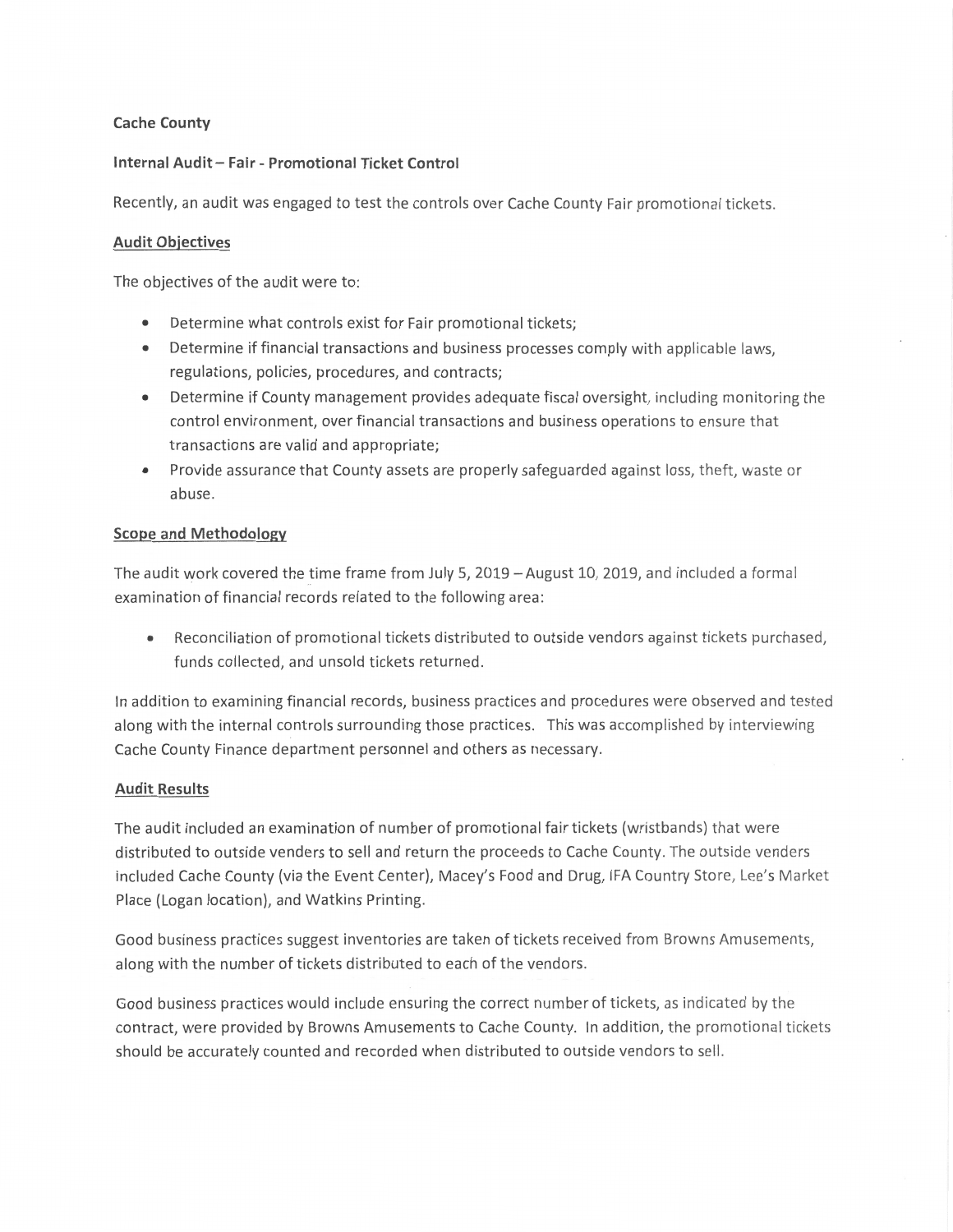**Cache County**

**Internal Audit – Fair - Promotional Ticket Control**

Recently, an audit was engaged to test the controls over Cache County Fair promotional tickets.

**Audit Objectives**

The objectives of the audit were to:

- Determine what controls exist for Fair promotional tickets;
- Determine if financial transactions and business processes comply with applicable laws, regulations, policies, procedures, and contracts;
- Determine if County management provides adequate fiscal oversight, including monitoring the control environment, over financial transactions and business operations to ensure that transactions are valid and appropriate;
- Provide assurance that County assets are properly safeguarded against loss, theft, waste or abuse.

**Scope and Methodology**

The audit work covered the time frame from July 5, 2019 – August 10, 2019, and included a formal examination of financial records related to the following area:

- Reconciliation of promotional tickets distributed to outside vendors against tickets purchased, funds collected, and unsold tickets returned.

In addition to examining financial records, business practices and procedures were observed and tested along with the internal controls surrounding those practices. This was accomplished by interviewing Cache County Finance department personnel and others as necessary.

**Audit Results**

The audit included an examination of number of promotional fair tickets (wristbands) that were distributed to outside venders to sell and return the proceeds to Cache County. The outside venders included Cache County (via the Event Center), Macey's Food and Drug, IFA Country Store, Lee's Market Place (Logan location), and Watkins Printing.

Good business practices suggest inventories are taken of tickets received from Browns Amusements, along with the number of tickets distributed to each of the vendors.

Good business practices would include ensuring the correct number of tickets, as indicated by the contract, were provided by Browns Amusements to Cache County. In addition, the promotional tickets should be accurately counted and recorded when distributed to outside vendors to sell.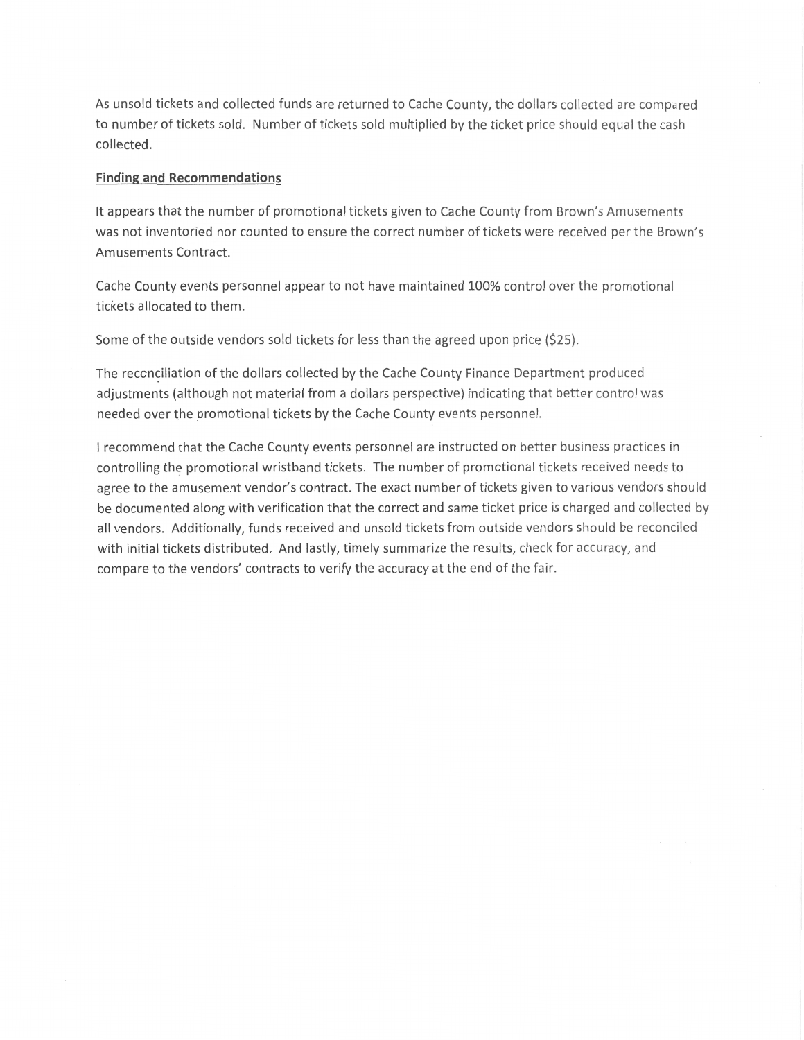As unsold tickets and collected funds are returned to Cache County, the dollars collected are compared to number of tickets sold. Number of tickets sold multiplied by the ticket price should equal the cash collected.

**Finding and Recommendations**

It appears that the number of promotional tickets given to Cache County from Brown's Amusements was not inventoried nor counted to ensure the correct number of tickets were received per the Brown's Amusements Contract.

Cache County events personnel appear to not have maintained 100% control over the promotional tickets allocated to them.

Some of the outside vendors sold tickets for less than the agreed upon price ($25).

The reconciliation of the dollars collected by the Cache County Finance Department produced adjustments (although not material from a dollars perspective) indicating that better control was needed over the promotional tickets by the Cache County events personnel.

I recommend that the Cache County events personnel are instructed on better business practices in controlling the promotional wristband tickets. The number of promotional tickets received needs to agree to the amusement vendor's contract. The exact number of tickets given to various vendors should be documented along with verification that the correct and same ticket price is charged and collected by all vendors. Additionally, funds received and unsold tickets from outside vendors should be reconciled with initial tickets distributed. And lastly, timely summarize the results, check for accuracy, and compare to the vendors' contracts to verify the accuracy at the end of the fair.